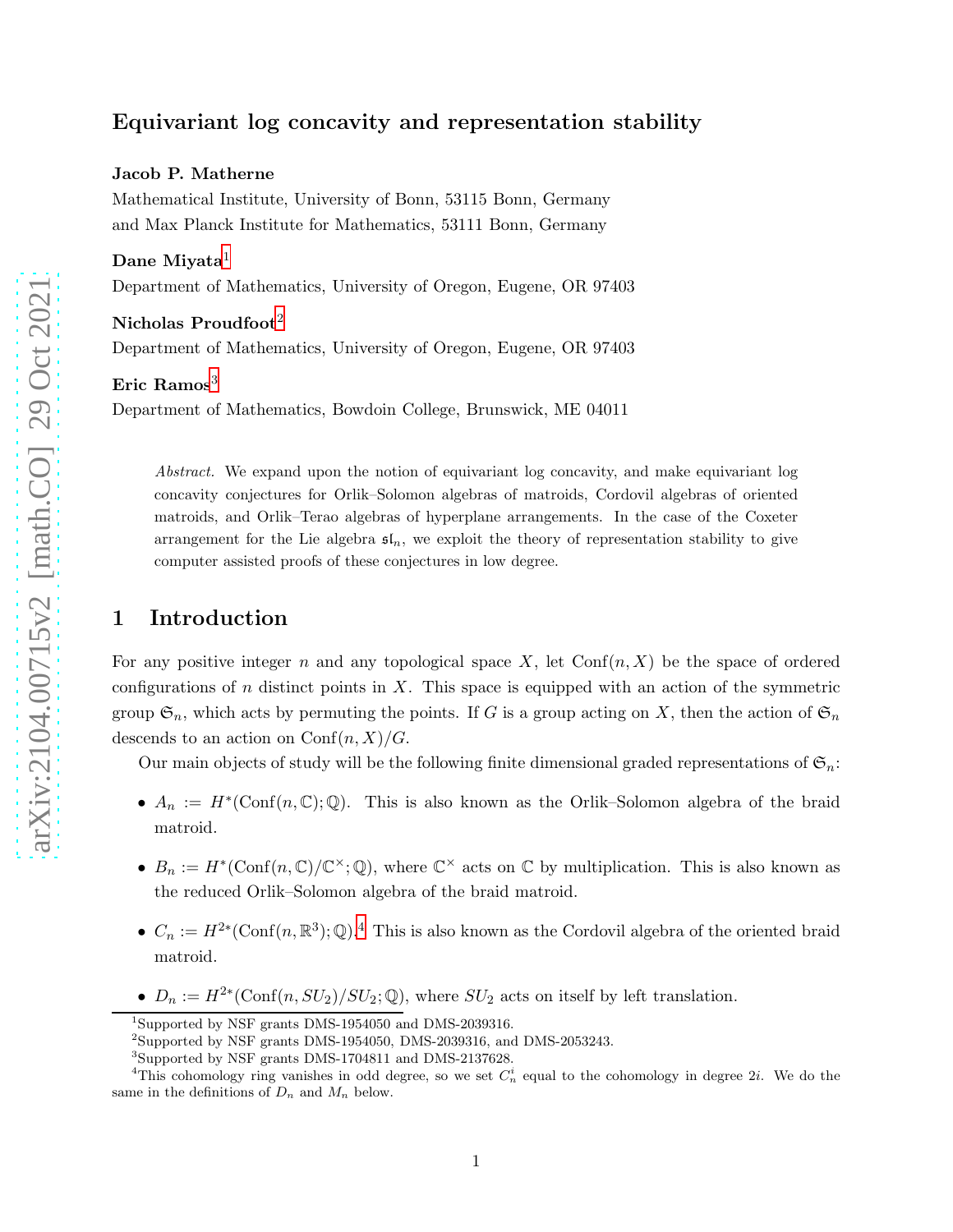# Equivariant log concavity and representation stability

**Jacob P. Matherne**

Mathematical Institute, University of Bonn, 53115 Bonn, Germany
and Max Planck Institute for Mathematics, 53111 Bonn, Germany

**Dane Miyata**[1]

Department of Mathematics, University of Oregon, Eugene, OR 97403

**Nicholas Proudfoot**[2]

Department of Mathematics, University of Oregon, Eugene, OR 97403

**Eric Ramos**[3]

Department of Mathematics, Bowdoin College, Brunswick, ME 04011

> *Abstract.* We expand upon the notion of equivariant log concavity, and make equivariant log concavity conjectures for Orlik–Solomon algebras of matroids, Cordovil algebras of oriented matroids, and Orlik–Terao algebras of hyperplane arrangements. In the case of the Coxeter arrangement for the Lie algebra $\mathfrak{sl}_n$, we exploit the theory of representation stability to give computer assisted proofs of these conjectures in low degree.

## 1 Introduction

For any positive integer $n$ and any topological space $X$, let $\mathrm{Conf}(n, X)$ be the space of ordered configurations of $n$ distinct points in $X$. This space is equipped with an action of the symmetric group $\mathfrak{S}_n$, which acts by permuting the points. If $G$ is a group acting on $X$, then the action of $\mathfrak{S}_n$ descends to an action on $\mathrm{Conf}(n, X)/G$.

Our main objects of study will be the following finite dimensional graded representations of $\mathfrak{S}_n$:

- $A_n := H^*(\mathrm{Conf}(n, \mathbb{C}); \mathbb{Q})$. This is also known as the Orlik–Solomon algebra of the braid matroid.
- $B_n := H^*(\mathrm{Conf}(n, \mathbb{C})/\mathbb{C}^\times; \mathbb{Q})$, where $\mathbb{C}^\times$ acts on $\mathbb{C}$ by multiplication. This is also known as the reduced Orlik–Solomon algebra of the braid matroid.
- $C_n := H^{2*}(\mathrm{Conf}(n, \mathbb{R}^3); \mathbb{Q})$.[4] This is also known as the Cordovil algebra of the oriented braid matroid.
- $D_n := H^{2*}(\mathrm{Conf}(n, SU_2)/SU_2; \mathbb{Q})$, where $SU_2$ acts on itself by left translation.

---

[1] Supported by NSF grants DMS-1954050 and DMS-2039316.

[2] Supported by NSF grants DMS-1954050, DMS-2039316, and DMS-2053243.

[3] Supported by NSF grants DMS-1704811 and DMS-2137628.

[4] This cohomology ring vanishes in odd degree, so we set $C_n^i$ equal to the cohomology in degree $2i$. We do the same in the definitions of $D_n$ and $M_n$ below.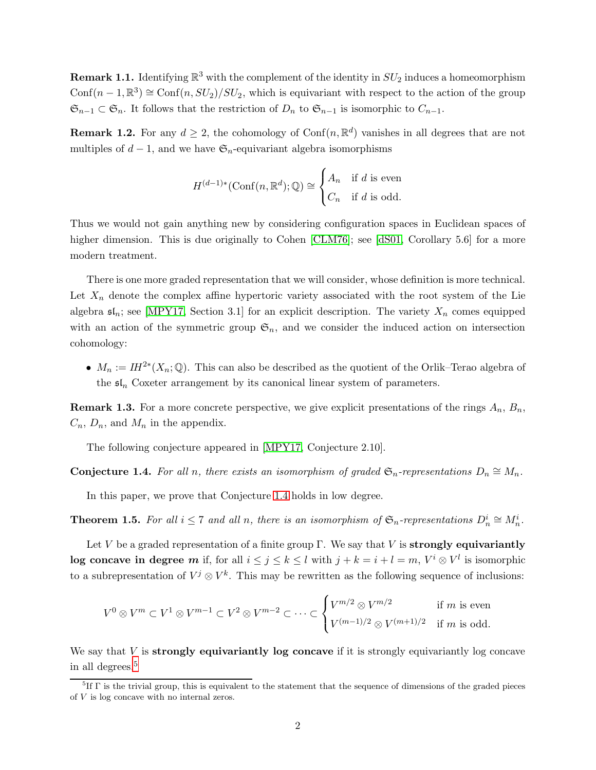**Remark 1.1.** Identifying $\mathbb{R}^3$ with the complement of the identity in $SU_2$ induces a homeomorphism $\mathrm{Conf}(n-1, \mathbb{R}^3) \cong \mathrm{Conf}(n, SU_2)/SU_2$, which is equivariant with respect to the action of the group $\mathfrak{S}_{n-1} \subset \mathfrak{S}_n$. It follows that the restriction of $D_n$ to $\mathfrak{S}_{n-1}$ is isomorphic to $C_{n-1}$.

**Remark 1.2.** For any $d \geq 2$, the cohomology of $\mathrm{Conf}(n, \mathbb{R}^d)$ vanishes in all degrees that are not multiples of $d-1$, and we have $\mathfrak{S}_n$-equivariant algebra isomorphisms

$$H^{(d-1)*}(\mathrm{Conf}(n, \mathbb{R}^d); \mathbb{Q}) \cong \begin{cases} A_n & \text{if } d \text{ is even} \\ C_n & \text{if } d \text{ is odd.} \end{cases}$$

Thus we would not gain anything new by considering configuration spaces in Euclidean spaces of higher dimension. This is due originally to Cohen [CLM76]; see [dS01, Corollary 5.6] for a more modern treatment.

There is one more graded representation that we will consider, whose definition is more technical. Let $X_n$ denote the complex affine hypertoric variety associated with the root system of the Lie algebra $\mathfrak{sl}_n$; see [MPY17, Section 3.1] for an explicit description. The variety $X_n$ comes equipped with an action of the symmetric group $\mathfrak{S}_n$, and we consider the induced action on intersection cohomology:

- $M_n := IH^{2*}(X_n; \mathbb{Q})$. This can also be described as the quotient of the Orlik–Terao algebra of the $\mathfrak{sl}_n$ Coxeter arrangement by its canonical linear system of parameters.

**Remark 1.3.** For a more concrete perspective, we give explicit presentations of the rings $A_n$, $B_n$, $C_n$, $D_n$, and $M_n$ in the appendix.

The following conjecture appeared in [MPY17, Conjecture 2.10].

**Conjecture 1.4.** *For all $n$, there exists an isomorphism of graded $\mathfrak{S}_n$-representations $D_n \cong M_n$.*

In this paper, we prove that Conjecture 1.4 holds in low degree.

**Theorem 1.5.** *For all $i \leq 7$ and all $n$, there is an isomorphism of $\mathfrak{S}_n$-representations $D_n^i \cong M_n^i$.*

Let $V$ be a graded representation of a finite group $\Gamma$. We say that $V$ is **strongly equivariantly log concave in degree $m$** if, for all $i \leq j \leq k \leq l$ with $j + k = i + l = m$, $V^i \otimes V^l$ is isomorphic to a subrepresentation of $V^j \otimes V^k$. This may be rewritten as the following sequence of inclusions:

$$V^0 \otimes V^m \subset V^1 \otimes V^{m-1} \subset V^2 \otimes V^{m-2} \subset \cdots \subset \begin{cases} V^{m/2} \otimes V^{m/2} & \text{if } m \text{ is even} \\ V^{(m-1)/2} \otimes V^{(m+1)/2} & \text{if } m \text{ is odd.} \end{cases}$$

We say that $V$ is **strongly equivariantly log concave** if it is strongly equivariantly log concave in all degrees.[5]

[5] If $\Gamma$ is the trivial group, this is equivalent to the statement that the sequence of dimensions of the graded pieces of $V$ is log concave with no internal zeros.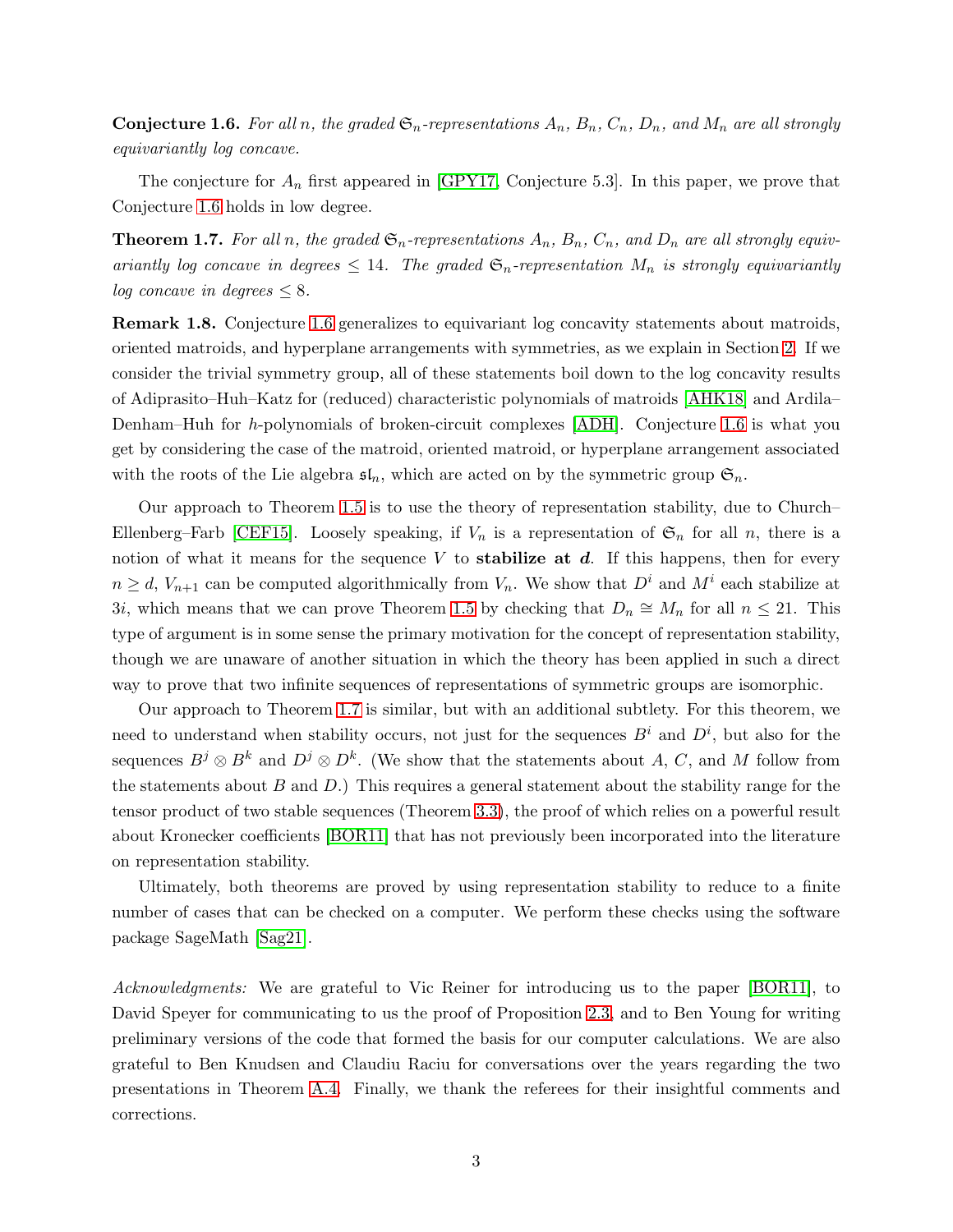**Conjecture 1.6.** *For all $n$, the graded $\mathfrak{S}_n$-representations $A_n$, $B_n$, $C_n$, $D_n$, and $M_n$ are all strongly equivariantly log concave.*

The conjecture for $A_n$ first appeared in [GPY17, Conjecture 5.3]. In this paper, we prove that Conjecture 1.6 holds in low degree.

**Theorem 1.7.** *For all $n$, the graded $\mathfrak{S}_n$-representations $A_n$, $B_n$, $C_n$, and $D_n$ are all strongly equivariantly log concave in degrees $\leq 14$. The graded $\mathfrak{S}_n$-representation $M_n$ is strongly equivariantly log concave in degrees $\leq 8$.*

**Remark 1.8.** Conjecture 1.6 generalizes to equivariant log concavity statements about matroids, oriented matroids, and hyperplane arrangements with symmetries, as we explain in Section 2. If we consider the trivial symmetry group, all of these statements boil down to the log concavity results of Adiprasito–Huh–Katz for (reduced) characteristic polynomials of matroids [AHK18] and Ardila–Denham–Huh for $h$-polynomials of broken-circuit complexes [ADH]. Conjecture 1.6 is what you get by considering the case of the matroid, oriented matroid, or hyperplane arrangement associated with the roots of the Lie algebra $\mathfrak{sl}_n$, which are acted on by the symmetric group $\mathfrak{S}_n$.

Our approach to Theorem 1.5 is to use the theory of representation stability, due to Church–Ellenberg–Farb [CEF15]. Loosely speaking, if $V_n$ is a representation of $\mathfrak{S}_n$ for all $n$, there is a notion of what it means for the sequence $V$ to **stabilize at *d***. If this happens, then for every $n \geq d$, $V_{n+1}$ can be computed algorithmically from $V_n$. We show that $D^i$ and $M^i$ each stabilize at $3i$, which means that we can prove Theorem 1.5 by checking that $D_n \cong M_n$ for all $n \leq 21$. This type of argument is in some sense the primary motivation for the concept of representation stability, though we are unaware of another situation in which the theory has been applied in such a direct way to prove that two infinite sequences of representations of symmetric groups are isomorphic.

Our approach to Theorem 1.7 is similar, but with an additional subtlety. For this theorem, we need to understand when stability occurs, not just for the sequences $B^i$ and $D^i$, but also for the sequences $B^j \otimes B^k$ and $D^j \otimes D^k$. (We show that the statements about $A$, $C$, and $M$ follow from the statements about $B$ and $D$.) This requires a general statement about the stability range for the tensor product of two stable sequences (Theorem 3.3), the proof of which relies on a powerful result about Kronecker coefficients [BOR11] that has not previously been incorporated into the literature on representation stability.

Ultimately, both theorems are proved by using representation stability to reduce to a finite number of cases that can be checked on a computer. We perform these checks using the software package SageMath [Sag21].

*Acknowledgments:* We are grateful to Vic Reiner for introducing us to the paper [BOR11], to David Speyer for communicating to us the proof of Proposition 2.3, and to Ben Young for writing preliminary versions of the code that formed the basis for our computer calculations. We are also grateful to Ben Knudsen and Claudiu Raciu for conversations over the years regarding the two presentations in Theorem A.4. Finally, we thank the referees for their insightful comments and corrections.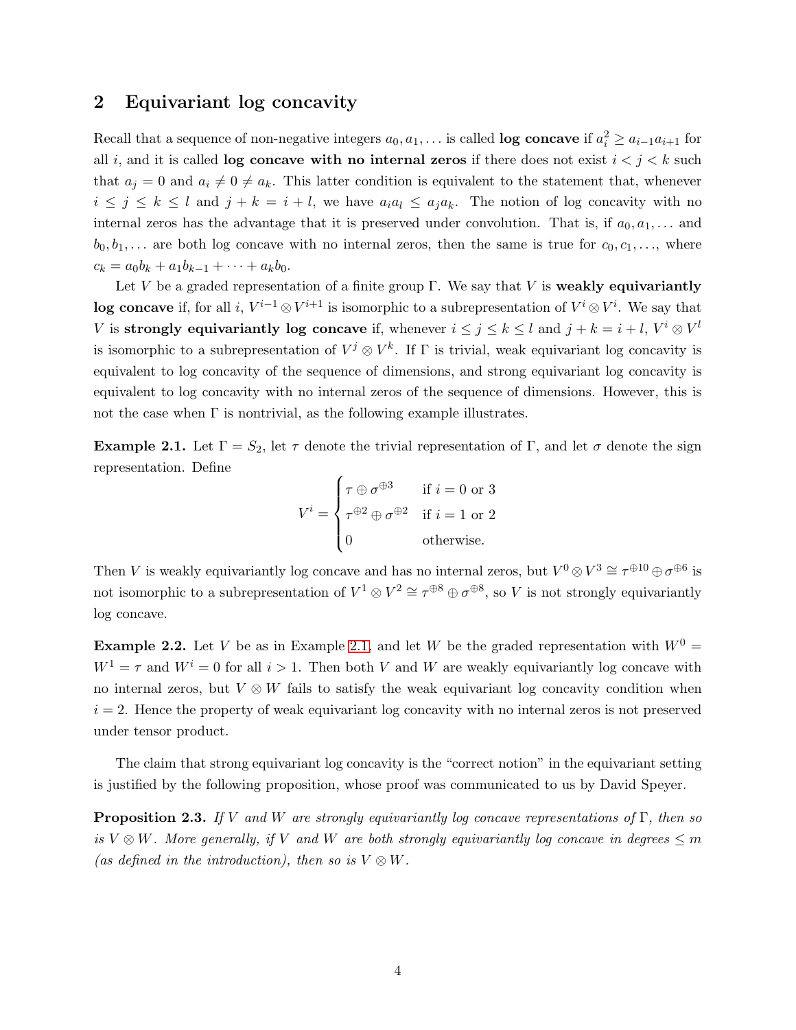## 2 Equivariant log concavity

Recall that a sequence of non-negative integers $a_0, a_1, \ldots$ is called **log concave** if $a_i^2 \geq a_{i-1}a_{i+1}$ for all $i$, and it is called **log concave with no internal zeros** if there does not exist $i < j < k$ such that $a_j = 0$ and $a_i \neq 0 \neq a_k$. This latter condition is equivalent to the statement that, whenever $i \leq j \leq k \leq l$ and $j + k = i + l$, we have $a_i a_l \leq a_j a_k$. The notion of log concavity with no internal zeros has the advantage that it is preserved under convolution. That is, if $a_0, a_1, \ldots$ and $b_0, b_1, \ldots$ are both log concave with no internal zeros, then the same is true for $c_0, c_1, \ldots$, where $c_k = a_0 b_k + a_1 b_{k-1} + \cdots + a_k b_0$.

Let $V$ be a graded representation of a finite group $\Gamma$. We say that $V$ is **weakly equivariantly log concave** if, for all $i$, $V^{i-1} \otimes V^{i+1}$ is isomorphic to a subrepresentation of $V^i \otimes V^i$. We say that $V$ is **strongly equivariantly log concave** if, whenever $i \leq j \leq k \leq l$ and $j + k = i + l$, $V^i \otimes V^l$ is isomorphic to a subrepresentation of $V^j \otimes V^k$. If $\Gamma$ is trivial, weak equivariant log concavity is equivalent to log concavity of the sequence of dimensions, and strong equivariant log concavity is equivalent to log concavity with no internal zeros of the sequence of dimensions. However, this is not the case when $\Gamma$ is nontrivial, as the following example illustrates.

**Example 2.1.** Let $\Gamma = S_2$, let $\tau$ denote the trivial representation of $\Gamma$, and let $\sigma$ denote the sign representation. Define

$$V^i = \begin{cases} \tau \oplus \sigma^{\oplus 3} & \text{if } i = 0 \text{ or } 3 \\ \tau^{\oplus 2} \oplus \sigma^{\oplus 2} & \text{if } i = 1 \text{ or } 2 \\ 0 & \text{otherwise.} \end{cases}$$

Then $V$ is weakly equivariantly log concave and has no internal zeros, but $V^0 \otimes V^3 \cong \tau^{\oplus 10} \oplus \sigma^{\oplus 6}$ is not isomorphic to a subrepresentation of $V^1 \otimes V^2 \cong \tau^{\oplus 8} \oplus \sigma^{\oplus 8}$, so $V$ is not strongly equivariantly log concave.

**Example 2.2.** Let $V$ be as in Example 2.1, and let $W$ be the graded representation with $W^0 = W^1 = \tau$ and $W^i = 0$ for all $i > 1$. Then both $V$ and $W$ are weakly equivariantly log concave with no internal zeros, but $V \otimes W$ fails to satisfy the weak equivariant log concavity condition when $i = 2$. Hence the property of weak equivariant log concavity with no internal zeros is not preserved under tensor product.

The claim that strong equivariant log concavity is the "correct notion" in the equivariant setting is justified by the following proposition, whose proof was communicated to us by David Speyer.

**Proposition 2.3.** *If $V$ and $W$ are strongly equivariantly log concave representations of $\Gamma$, then so is $V \otimes W$. More generally, if $V$ and $W$ are both strongly equivariantly log concave in degrees $\leq m$ (as defined in the introduction), then so is $V \otimes W$.*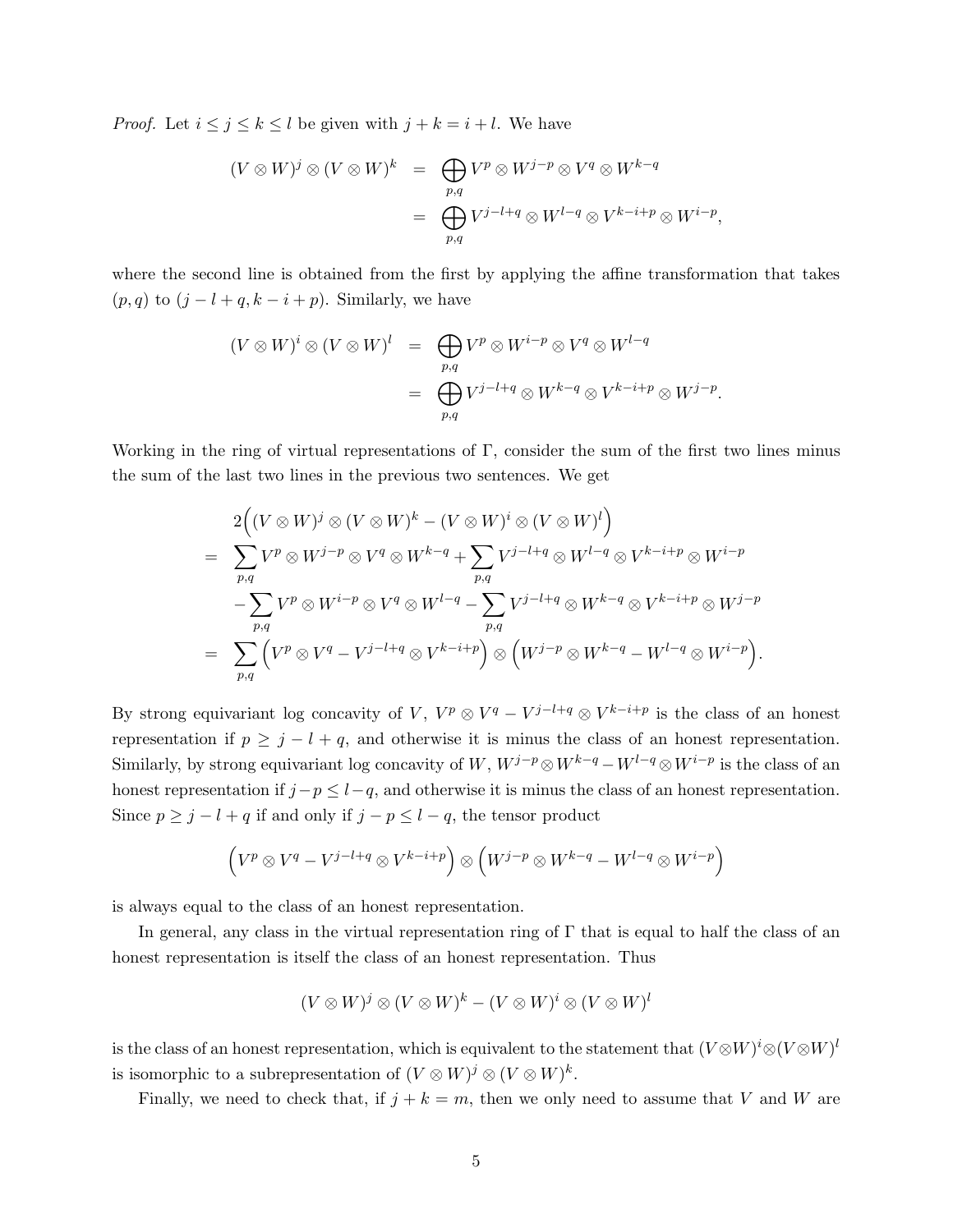*Proof.* Let $i \leq j \leq k \leq l$ be given with $j + k = i + l$. We have

$$
\begin{aligned}
(V \otimes W)^j \otimes (V \otimes W)^k &= \bigoplus_{p,q} V^p \otimes W^{j-p} \otimes V^q \otimes W^{k-q} \\
&= \bigoplus_{p,q} V^{j-l+q} \otimes W^{l-q} \otimes V^{k-i+p} \otimes W^{i-p},
\end{aligned}
$$

where the second line is obtained from the first by applying the affine transformation that takes $(p, q)$ to $(j - l + q, k - i + p)$. Similarly, we have

$$
\begin{aligned}
(V \otimes W)^i \otimes (V \otimes W)^l &= \bigoplus_{p,q} V^p \otimes W^{i-p} \otimes V^q \otimes W^{l-q} \\
&= \bigoplus_{p,q} V^{j-l+q} \otimes W^{k-q} \otimes V^{k-i+p} \otimes W^{j-p}.
\end{aligned}
$$

Working in the ring of virtual representations of $\Gamma$, consider the sum of the first two lines minus the sum of the last two lines in the previous two sentences. We get

$$
\begin{aligned}
& 2\Big((V \otimes W)^j \otimes (V \otimes W)^k - (V \otimes W)^i \otimes (V \otimes W)^l\Big) \\
= & \sum_{p,q} V^p \otimes W^{j-p} \otimes V^q \otimes W^{k-q} + \sum_{p,q} V^{j-l+q} \otimes W^{l-q} \otimes V^{k-i+p} \otimes W^{i-p} \\
& - \sum_{p,q} V^p \otimes W^{i-p} \otimes V^q \otimes W^{l-q} - \sum_{p,q} V^{j-l+q} \otimes W^{k-q} \otimes V^{k-i+p} \otimes W^{j-p} \\
= & \sum_{p,q} \Big(V^p \otimes V^q - V^{j-l+q} \otimes V^{k-i+p}\Big) \otimes \Big(W^{j-p} \otimes W^{k-q} - W^{l-q} \otimes W^{i-p}\Big).
\end{aligned}
$$

By strong equivariant log concavity of $V$, $V^p \otimes V^q - V^{j-l+q} \otimes V^{k-i+p}$ is the class of an honest representation if $p \geq j - l + q$, and otherwise it is minus the class of an honest representation. Similarly, by strong equivariant log concavity of $W$, $W^{j-p} \otimes W^{k-q} - W^{l-q} \otimes W^{i-p}$ is the class of an honest representation if $j - p \leq l - q$, and otherwise it is minus the class of an honest representation. Since $p \geq j - l + q$ if and only if $j - p \leq l - q$, the tensor product

$$
\Big(V^p \otimes V^q - V^{j-l+q} \otimes V^{k-i+p}\Big) \otimes \Big(W^{j-p} \otimes W^{k-q} - W^{l-q} \otimes W^{i-p}\Big)
$$

is always equal to the class of an honest representation.

In general, any class in the virtual representation ring of $\Gamma$ that is equal to half the class of an honest representation is itself the class of an honest representation. Thus

$$
(V \otimes W)^j \otimes (V \otimes W)^k - (V \otimes W)^i \otimes (V \otimes W)^l
$$

is the class of an honest representation, which is equivalent to the statement that $(V \otimes W)^i \otimes (V \otimes W)^l$ is isomorphic to a subrepresentation of $(V \otimes W)^j \otimes (V \otimes W)^k$.

Finally, we need to check that, if $j + k = m$, then we only need to assume that $V$ and $W$ are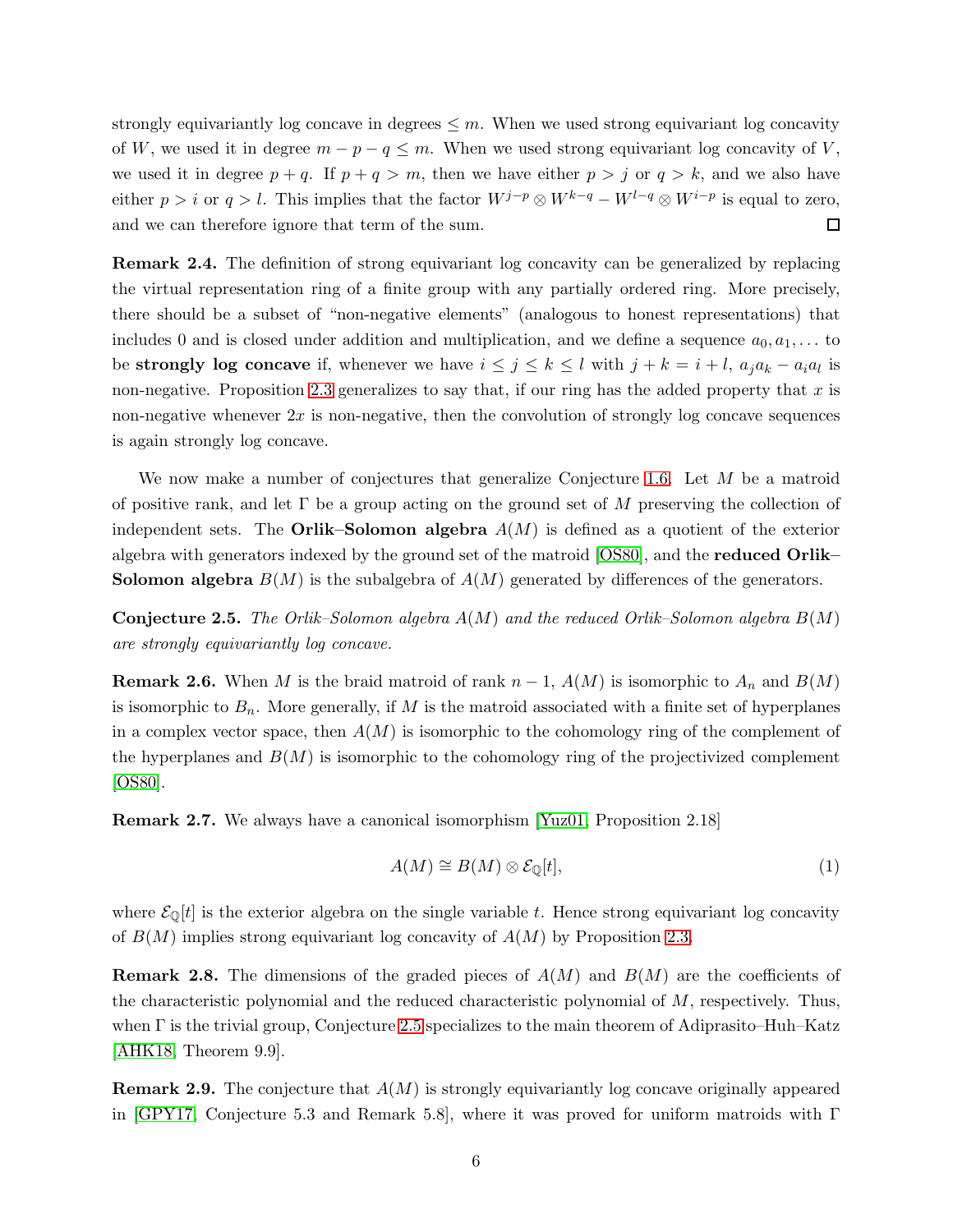strongly equivariantly log concave in degrees $\leq m$. When we used strong equivariant log concavity of $W$, we used it in degree $m-p-q \leq m$. When we used strong equivariant log concavity of $V$, we used it in degree $p+q$. If $p+q > m$, then we have either $p > j$ or $q > k$, and we also have either $p > i$ or $q > l$. This implies that the factor $W^{j-p} \otimes W^{k-q} - W^{l-q} \otimes W^{i-p}$ is equal to zero, and we can therefore ignore that term of the sum. □

**Remark 2.4.** The definition of strong equivariant log concavity can be generalized by replacing the virtual representation ring of a finite group with any partially ordered ring. More precisely, there should be a subset of "non-negative elements" (analogous to honest representations) that includes 0 and is closed under addition and multiplication, and we define a sequence $a_0, a_1, \ldots$ to be **strongly log concave** if, whenever we have $i \leq j \leq k \leq l$ with $j+k = i+l$, $a_j a_k - a_i a_l$ is non-negative. Proposition 2.3 generalizes to say that, if our ring has the added property that $x$ is non-negative whenever $2x$ is non-negative, then the convolution of strongly log concave sequences is again strongly log concave.

We now make a number of conjectures that generalize Conjecture 1.6. Let $M$ be a matroid of positive rank, and let $\Gamma$ be a group acting on the ground set of $M$ preserving the collection of independent sets. The **Orlik–Solomon algebra** $A(M)$ is defined as a quotient of the exterior algebra with generators indexed by the ground set of the matroid [OS80], and the **reduced Orlik–Solomon algebra** $B(M)$ is the subalgebra of $A(M)$ generated by differences of the generators.

**Conjecture 2.5.** *The Orlik–Solomon algebra $A(M)$ and the reduced Orlik–Solomon algebra $B(M)$ are strongly equivariantly log concave.*

**Remark 2.6.** When $M$ is the braid matroid of rank $n-1$, $A(M)$ is isomorphic to $A_n$ and $B(M)$ is isomorphic to $B_n$. More generally, if $M$ is the matroid associated with a finite set of hyperplanes in a complex vector space, then $A(M)$ is isomorphic to the cohomology ring of the complement of the hyperplanes and $B(M)$ is isomorphic to the cohomology ring of the projectivized complement [OS80].

**Remark 2.7.** We always have a canonical isomorphism [Yuz01, Proposition 2.18]

$$A(M) \cong B(M) \otimes \mathcal{E}_{\mathbb{Q}}[t], \tag{1}$$

where $\mathcal{E}_{\mathbb{Q}}[t]$ is the exterior algebra on the single variable $t$. Hence strong equivariant log concavity of $B(M)$ implies strong equivariant log concavity of $A(M)$ by Proposition 2.3.

**Remark 2.8.** The dimensions of the graded pieces of $A(M)$ and $B(M)$ are the coefficients of the characteristic polynomial and the reduced characteristic polynomial of $M$, respectively. Thus, when $\Gamma$ is the trivial group, Conjecture 2.5 specializes to the main theorem of Adiprasito–Huh–Katz [AHK18, Theorem 9.9].

**Remark 2.9.** The conjecture that $A(M)$ is strongly equivariantly log concave originally appeared in [GPY17, Conjecture 5.3 and Remark 5.8], where it was proved for uniform matroids with $\Gamma$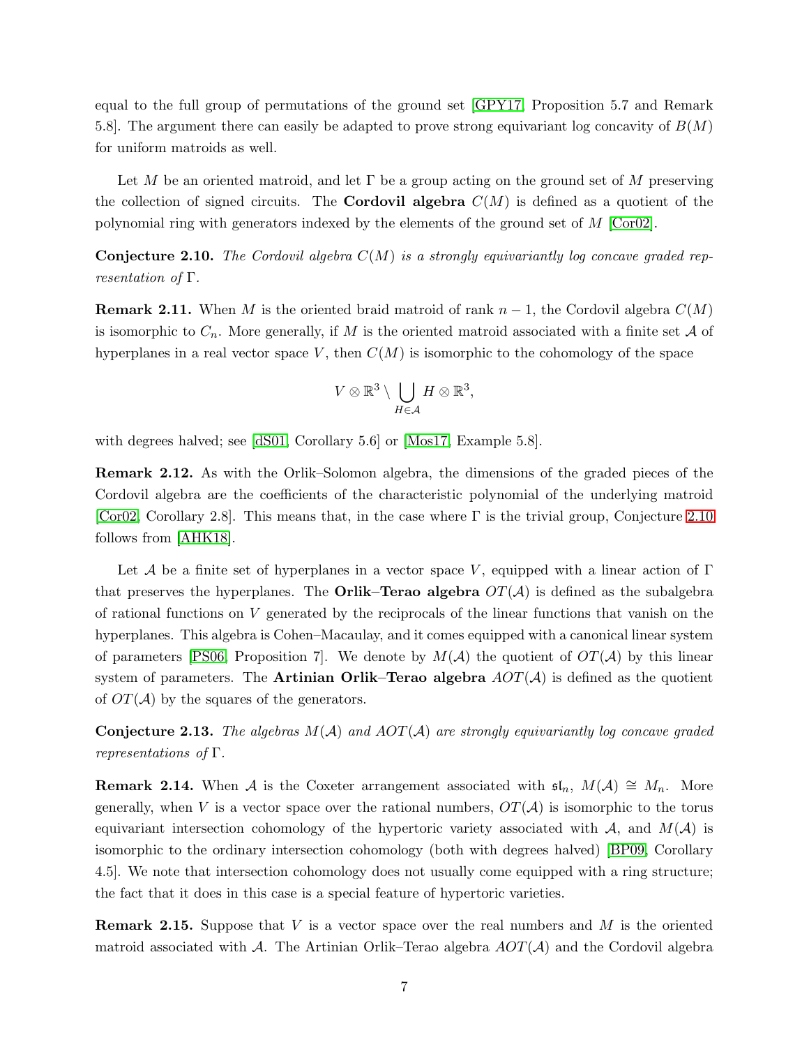equal to the full group of permutations of the ground set [GPY17, Proposition 5.7 and Remark 5.8]. The argument there can easily be adapted to prove strong equivariant log concavity of $B(M)$ for uniform matroids as well.

Let $M$ be an oriented matroid, and let $\Gamma$ be a group acting on the ground set of $M$ preserving the collection of signed circuits. The **Cordovil algebra** $C(M)$ is defined as a quotient of the polynomial ring with generators indexed by the elements of the ground set of $M$ [Cor02].

**Conjecture 2.10.** *The Cordovil algebra $C(M)$ is a strongly equivariantly log concave graded representation of $\Gamma$.*

**Remark 2.11.** When $M$ is the oriented braid matroid of rank $n-1$, the Cordovil algebra $C(M)$ is isomorphic to $C_n$. More generally, if $M$ is the oriented matroid associated with a finite set $\mathcal{A}$ of hyperplanes in a real vector space $V$, then $C(M)$ is isomorphic to the cohomology of the space

$$V \otimes \mathbb{R}^3 \setminus \bigcup_{H \in \mathcal{A}} H \otimes \mathbb{R}^3,$$

with degrees halved; see [dS01, Corollary 5.6] or [Mos17, Example 5.8].

**Remark 2.12.** As with the Orlik–Solomon algebra, the dimensions of the graded pieces of the Cordovil algebra are the coefficients of the characteristic polynomial of the underlying matroid [Cor02, Corollary 2.8]. This means that, in the case where $\Gamma$ is the trivial group, Conjecture 2.10 follows from [AHK18].

Let $\mathcal{A}$ be a finite set of hyperplanes in a vector space $V$, equipped with a linear action of $\Gamma$ that preserves the hyperplanes. The **Orlik–Terao algebra** $OT(\mathcal{A})$ is defined as the subalgebra of rational functions on $V$ generated by the reciprocals of the linear functions that vanish on the hyperplanes. This algebra is Cohen–Macaulay, and it comes equipped with a canonical linear system of parameters [PS06, Proposition 7]. We denote by $M(\mathcal{A})$ the quotient of $OT(\mathcal{A})$ by this linear system of parameters. The **Artinian Orlik–Terao algebra** $AOT(\mathcal{A})$ is defined as the quotient of $OT(\mathcal{A})$ by the squares of the generators.

**Conjecture 2.13.** *The algebras $M(\mathcal{A})$ and $AOT(\mathcal{A})$ are strongly equivariantly log concave graded representations of $\Gamma$.*

**Remark 2.14.** When $\mathcal{A}$ is the Coxeter arrangement associated with $\mathfrak{sl}_n$, $M(\mathcal{A}) \cong M_n$. More generally, when $V$ is a vector space over the rational numbers, $OT(\mathcal{A})$ is isomorphic to the torus equivariant intersection cohomology of the hypertoric variety associated with $\mathcal{A}$, and $M(\mathcal{A})$ is isomorphic to the ordinary intersection cohomology (both with degrees halved) [BP09, Corollary 4.5]. We note that intersection cohomology does not usually come equipped with a ring structure; the fact that it does in this case is a special feature of hypertoric varieties.

**Remark 2.15.** Suppose that $V$ is a vector space over the real numbers and $M$ is the oriented matroid associated with $\mathcal{A}$. The Artinian Orlik–Terao algebra $AOT(\mathcal{A})$ and the Cordovil algebra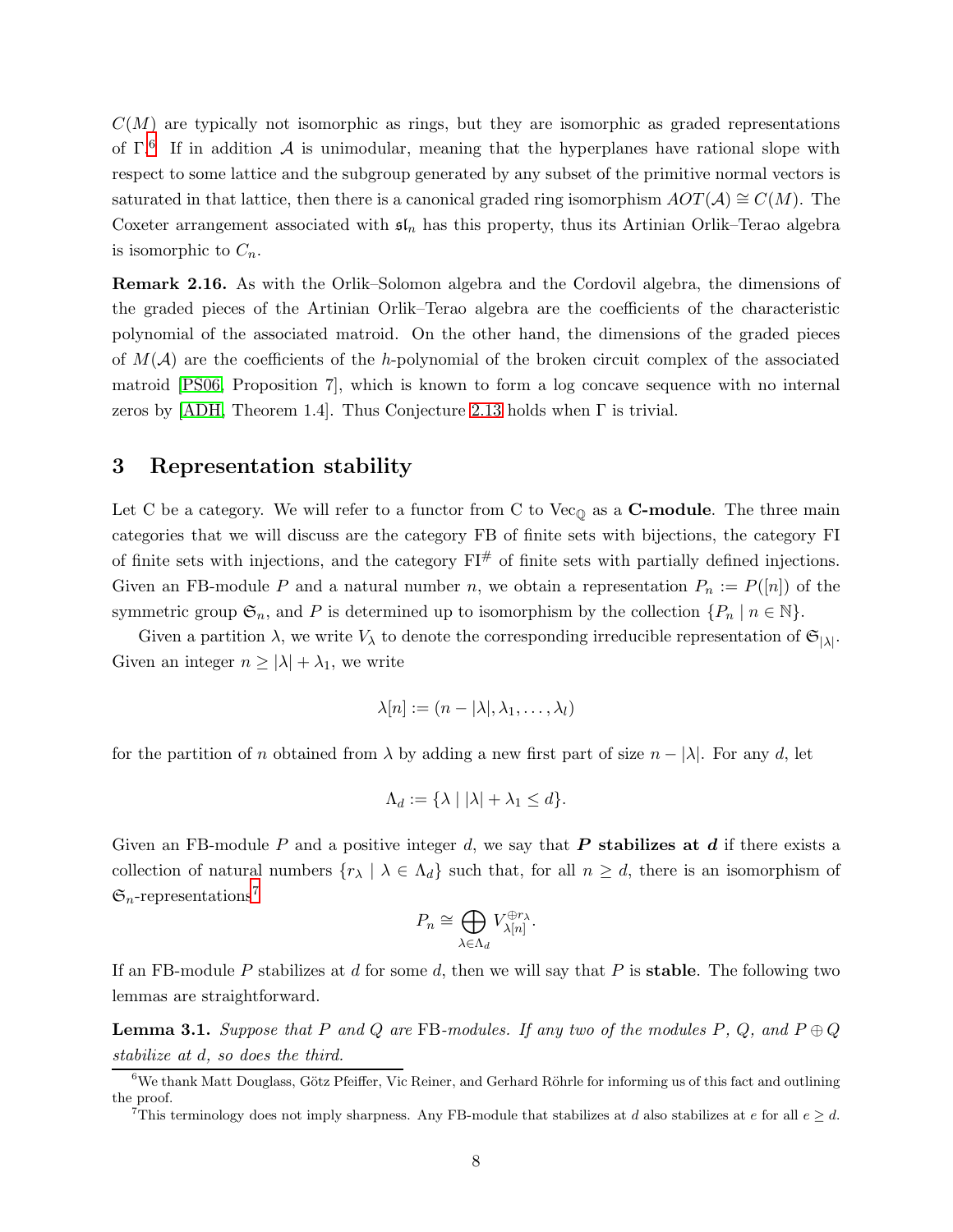$C(M)$ are typically not isomorphic as rings, but they are isomorphic as graded representations of $\Gamma$.[6] If in addition $\mathcal{A}$ is unimodular, meaning that the hyperplanes have rational slope with respect to some lattice and the subgroup generated by any subset of the primitive normal vectors is saturated in that lattice, then there is a canonical graded ring isomorphism $AOT(\mathcal{A}) \cong C(M)$. The Coxeter arrangement associated with $\mathfrak{sl}_n$ has this property, thus its Artinian Orlik–Terao algebra is isomorphic to $C_n$.

**Remark 2.16.** As with the Orlik–Solomon algebra and the Cordovil algebra, the dimensions of the graded pieces of the Artinian Orlik–Terao algebra are the coefficients of the characteristic polynomial of the associated matroid. On the other hand, the dimensions of the graded pieces of $M(\mathcal{A})$ are the coefficients of the $h$-polynomial of the broken circuit complex of the associated matroid [PS06, Proposition 7], which is known to form a log concave sequence with no internal zeros by [ADH, Theorem 1.4]. Thus Conjecture 2.13 holds when $\Gamma$ is trivial.

## 3 Representation stability

Let C be a category. We will refer to a functor from C to $\mathrm{Vec}_{\mathbb{Q}}$ as a **C-module**. The three main categories that we will discuss are the category FB of finite sets with bijections, the category FI of finite sets with injections, and the category $\mathrm{FI}^{\#}$ of finite sets with partially defined injections. Given an FB-module $P$ and a natural number $n$, we obtain a representation $P_n := P([n])$ of the symmetric group $\mathfrak{S}_n$, and $P$ is determined up to isomorphism by the collection $\{P_n \mid n \in \mathbb{N}\}$.

Given a partition $\lambda$, we write $V_\lambda$ to denote the corresponding irreducible representation of $\mathfrak{S}_{|\lambda|}$. Given an integer $n \geq |\lambda| + \lambda_1$, we write

$$\lambda[n] := (n - |\lambda|, \lambda_1, \ldots, \lambda_l)$$

for the partition of $n$ obtained from $\lambda$ by adding a new first part of size $n - |\lambda|$. For any $d$, let

$$\Lambda_d := \{\lambda \mid |\lambda| + \lambda_1 \leq d\}.$$

Given an FB-module $P$ and a positive integer $d$, we say that ***P* stabilizes at *d*** if there exists a collection of natural numbers $\{r_\lambda \mid \lambda \in \Lambda_d\}$ such that, for all $n \geq d$, there is an isomorphism of $\mathfrak{S}_n$-representations[7]

$$P_n \cong \bigoplus_{\lambda \in \Lambda_d} V_{\lambda[n]}^{\oplus r_\lambda}.$$

If an FB-module $P$ stabilizes at $d$ for some $d$, then we will say that $P$ is **stable**. The following two lemmas are straightforward.

**Lemma 3.1.** *Suppose that $P$ and $Q$ are* FB*-modules. If any two of the modules $P$, $Q$, and $P \oplus Q$ stabilize at $d$, so does the third.*

---

[6] We thank Matt Douglass, Götz Pfeiffer, Vic Reiner, and Gerhard Röhrle for informing us of this fact and outlining the proof.

[7] This terminology does not imply sharpness. Any FB-module that stabilizes at $d$ also stabilizes at $e$ for all $e \geq d$.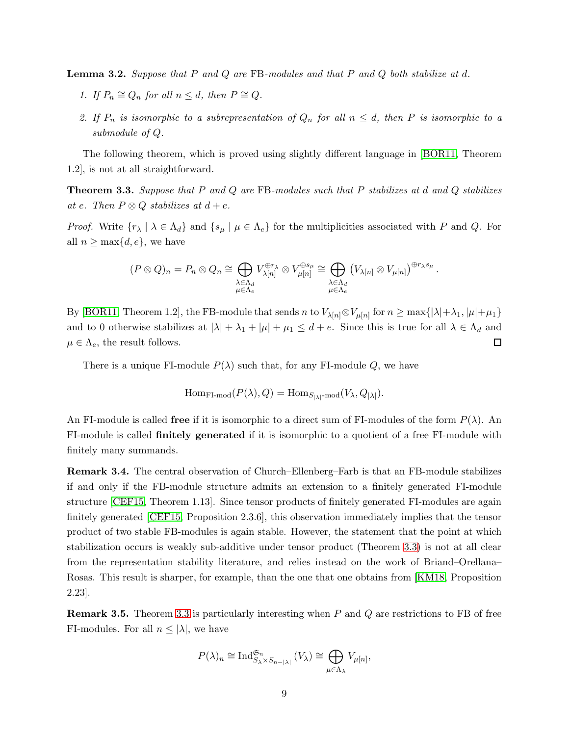**Lemma 3.2.** *Suppose that $P$ and $Q$ are* FB*-modules and that $P$ and $Q$ both stabilize at $d$.*

1. *If $P_n \cong Q_n$ for all $n \leq d$, then $P \cong Q$.*
2. *If $P_n$ is isomorphic to a subrepresentation of $Q_n$ for all $n \leq d$, then $P$ is isomorphic to a submodule of $Q$.*

The following theorem, which is proved using slightly different language in [BOR11, Theorem 1.2], is not at all straightforward.

**Theorem 3.3.** *Suppose that $P$ and $Q$ are* FB*-modules such that $P$ stabilizes at $d$ and $Q$ stabilizes at $e$. Then $P \otimes Q$ stabilizes at $d + e$.*

*Proof.* Write $\{r_\lambda \mid \lambda \in \Lambda_d\}$ and $\{s_\mu \mid \mu \in \Lambda_e\}$ for the multiplicities associated with $P$ and $Q$. For all $n \geq \max\{d, e\}$, we have

$$(P \otimes Q)_n = P_n \otimes Q_n \cong \bigoplus_{\substack{\lambda \in \Lambda_d \\ \mu \in \Lambda_e}} V_{\lambda[n]}^{\oplus r_\lambda} \otimes V_{\mu[n]}^{\oplus s_\mu} \cong \bigoplus_{\substack{\lambda \in \Lambda_d \\ \mu \in \Lambda_e}} \left(V_{\lambda[n]} \otimes V_{\mu[n]}\right)^{\oplus r_\lambda s_\mu}.$$

By [BOR11, Theorem 1.2], the FB-module that sends $n$ to $V_{\lambda[n]} \otimes V_{\mu[n]}$ for $n \geq \max\{|\lambda| + \lambda_1, |\mu| + \mu_1\}$ and to 0 otherwise stabilizes at $|\lambda| + \lambda_1 + |\mu| + \mu_1 \leq d + e$. Since this is true for all $\lambda \in \Lambda_d$ and $\mu \in \Lambda_e$, the result follows. $\square$

There is a unique FI-module $P(\lambda)$ such that, for any FI-module $Q$, we have

$$\operatorname{Hom}_{\text{FI-mod}}(P(\lambda), Q) = \operatorname{Hom}_{S_{|\lambda|}\text{-mod}}(V_\lambda, Q_{|\lambda|}).$$

An FI-module is called **free** if it is isomorphic to a direct sum of FI-modules of the form $P(\lambda)$. An FI-module is called **finitely generated** if it is isomorphic to a quotient of a free FI-module with finitely many summands.

**Remark 3.4.** The central observation of Church–Ellenberg–Farb is that an FB-module stabilizes if and only if the FB-module structure admits an extension to a finitely generated FI-module structure [CEF15, Theorem 1.13]. Since tensor products of finitely generated FI-modules are again finitely generated [CEF15, Proposition 2.3.6], this observation immediately implies that the tensor product of two stable FB-modules is again stable. However, the statement that the point at which stabilization occurs is weakly sub-additive under tensor product (Theorem 3.3) is not at all clear from the representation stability literature, and relies instead on the work of Briand–Orellana–Rosas. This result is sharper, for example, than the one that one obtains from [KM18, Proposition 2.23].

**Remark 3.5.** Theorem 3.3 is particularly interesting when $P$ and $Q$ are restrictions to FB of free FI-modules. For all $n \leq |\lambda|$, we have

$$P(\lambda)_n \cong \operatorname{Ind}_{S_\lambda \times S_{n-|\lambda|}}^{\mathfrak{S}_n}(V_\lambda) \cong \bigoplus_{\mu \in \Lambda_\lambda} V_{\mu[n]},$$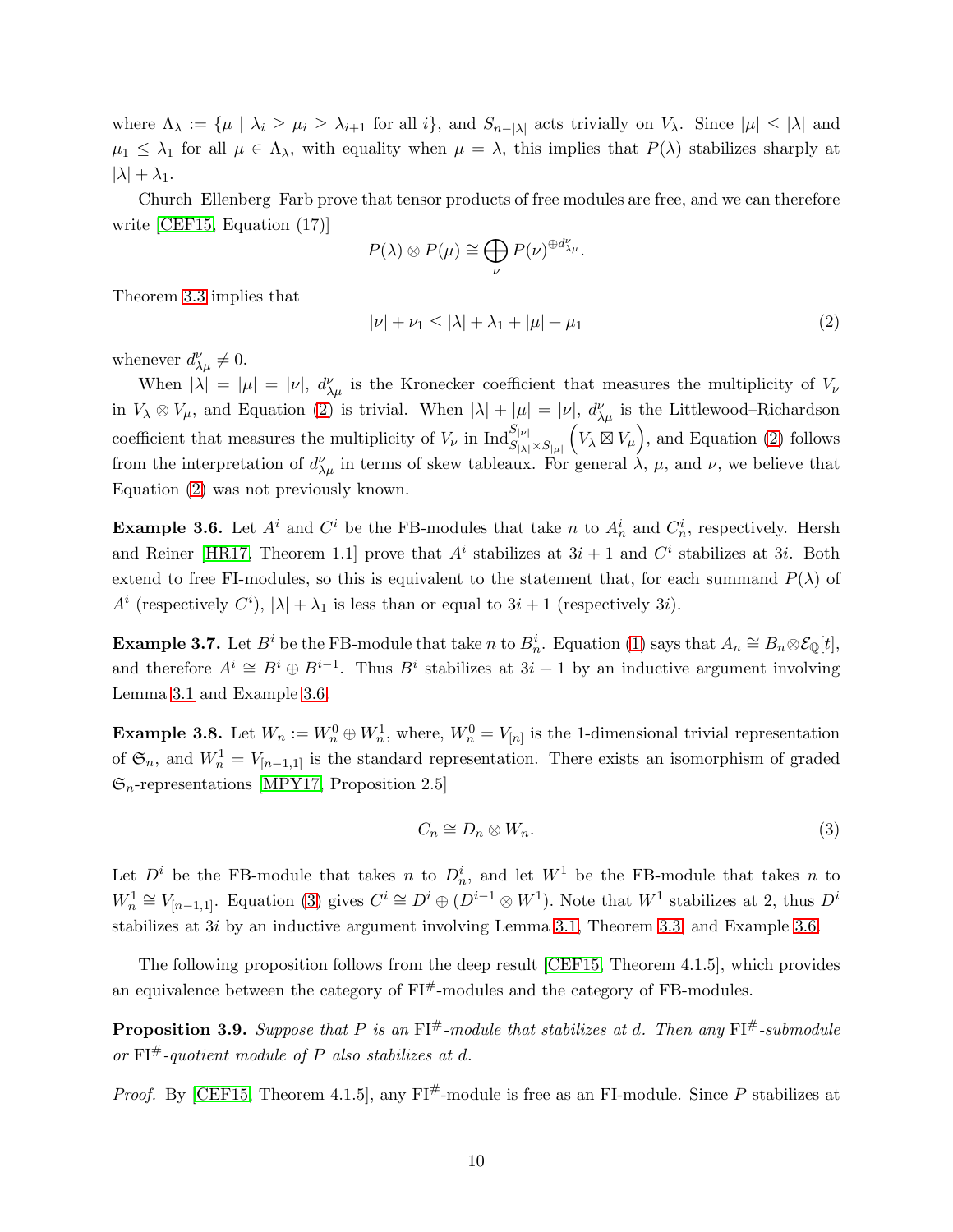where $\Lambda_\lambda := \{\mu \mid \lambda_i \geq \mu_i \geq \lambda_{i+1} \text{ for all } i\}$, and $S_{n-|\lambda|}$ acts trivially on $V_\lambda$. Since $|\mu| \leq |\lambda|$ and $\mu_1 \leq \lambda_1$ for all $\mu \in \Lambda_\lambda$, with equality when $\mu = \lambda$, this implies that $P(\lambda)$ stabilizes sharply at $|\lambda| + \lambda_1$.

Church–Ellenberg–Farb prove that tensor products of free modules are free, and we can therefore write [CEF15, Equation (17)]

$$P(\lambda) \otimes P(\mu) \cong \bigoplus_\nu P(\nu)^{\oplus d^\nu_{\lambda\mu}}.$$

Theorem 3.3 implies that

$$|\nu| + \nu_1 \leq |\lambda| + \lambda_1 + |\mu| + \mu_1 \tag{2}$$

whenever $d^\nu_{\lambda\mu} \neq 0$.

When $|\lambda| = |\mu| = |\nu|$, $d^\nu_{\lambda\mu}$ is the Kronecker coefficient that measures the multiplicity of $V_\nu$ in $V_\lambda \otimes V_\mu$, and Equation (2) is trivial. When $|\lambda| + |\mu| = |\nu|$, $d^\nu_{\lambda\mu}$ is the Littlewood–Richardson coefficient that measures the multiplicity of $V_\nu$ in $\operatorname{Ind}^{S_{|\nu|}}_{S_{|\lambda|} \times S_{|\mu|}} \left( V_\lambda \boxtimes V_\mu \right)$, and Equation (2) follows from the interpretation of $d^\nu_{\lambda\mu}$ in terms of skew tableaux. For general $\lambda$, $\mu$, and $\nu$, we believe that Equation (2) was not previously known.

**Example 3.6.** Let $A^i$ and $C^i$ be the FB-modules that take $n$ to $A^i_n$ and $C^i_n$, respectively. Hersh and Reiner [HR17, Theorem 1.1] prove that $A^i$ stabilizes at $3i + 1$ and $C^i$ stabilizes at $3i$. Both extend to free FI-modules, so this is equivalent to the statement that, for each summand $P(\lambda)$ of $A^i$ (respectively $C^i$), $|\lambda| + \lambda_1$ is less than or equal to $3i + 1$ (respectively $3i$).

**Example 3.7.** Let $B^i$ be the FB-module that take $n$ to $B^i_n$. Equation (1) says that $A_n \cong B_n \otimes \mathcal{E}_\mathbb{Q}[t]$, and therefore $A^i \cong B^i \oplus B^{i-1}$. Thus $B^i$ stabilizes at $3i + 1$ by an inductive argument involving Lemma 3.1 and Example 3.6.

**Example 3.8.** Let $W_n := W^0_n \oplus W^1_n$, where, $W^0_n = V_{[n]}$ is the 1-dimensional trivial representation of $\mathfrak{S}_n$, and $W^1_n = V_{[n-1,1]}$ is the standard representation. There exists an isomorphism of graded $\mathfrak{S}_n$-representations [MPY17, Proposition 2.5]

$$C_n \cong D_n \otimes W_n. \tag{3}$$

Let $D^i$ be the FB-module that takes $n$ to $D^i_n$, and let $W^1$ be the FB-module that takes $n$ to $W^1_n \cong V_{[n-1,1]}$. Equation (3) gives $C^i \cong D^i \oplus (D^{i-1} \otimes W^1)$. Note that $W^1$ stabilizes at 2, thus $D^i$ stabilizes at $3i$ by an inductive argument involving Lemma 3.1, Theorem 3.3, and Example 3.6.

The following proposition follows from the deep result [CEF15, Theorem 4.1.5], which provides an equivalence between the category of FI$^\#$-modules and the category of FB-modules.

**Proposition 3.9.** *Suppose that $P$ is an* FI$^\#$*-module that stabilizes at $d$. Then any* FI$^\#$*-submodule or* FI$^\#$*-quotient module of $P$ also stabilizes at $d$.*

*Proof.* By [CEF15, Theorem 4.1.5], any FI$^\#$-module is free as an FI-module. Since $P$ stabilizes at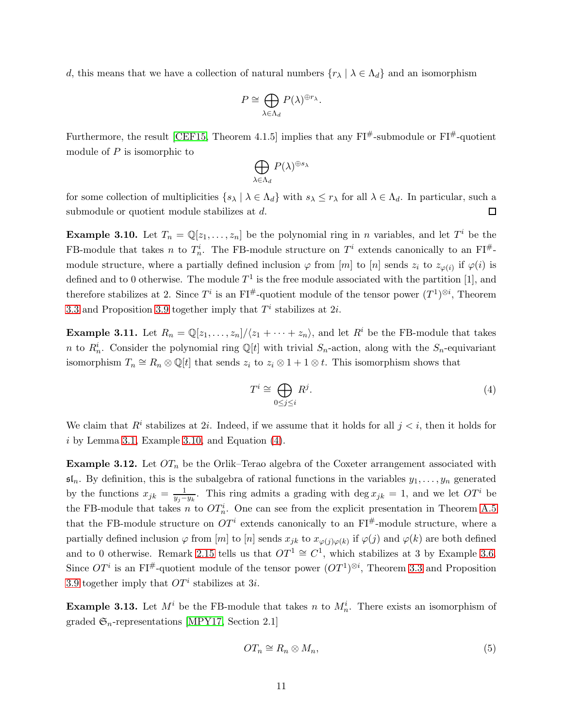$d$, this means that we have a collection of natural numbers $\{r_\lambda \mid \lambda \in \Lambda_d\}$ and an isomorphism

$$P \cong \bigoplus_{\lambda \in \Lambda_d} P(\lambda)^{\oplus r_\lambda}.$$

Furthermore, the result [CEF15, Theorem 4.1.5] implies that any $\mathrm{FI}^\#$-submodule or $\mathrm{FI}^\#$-quotient module of $P$ is isomorphic to

$$\bigoplus_{\lambda \in \Lambda_d} P(\lambda)^{\oplus s_\lambda}$$

for some collection of multiplicities $\{s_\lambda \mid \lambda \in \Lambda_d\}$ with $s_\lambda \leq r_\lambda$ for all $\lambda \in \Lambda_d$. In particular, such a submodule or quotient module stabilizes at $d$. □

**Example 3.10.** Let $T_n = \mathbb{Q}[z_1, \ldots, z_n]$ be the polynomial ring in $n$ variables, and let $T^i$ be the FB-module that takes $n$ to $T^i_n$. The FB-module structure on $T^i$ extends canonically to an $\mathrm{FI}^\#$-module structure, where a partially defined inclusion $\varphi$ from $[m]$ to $[n]$ sends $z_i$ to $z_{\varphi(i)}$ if $\varphi(i)$ is defined and to 0 otherwise. The module $T^1$ is the free module associated with the partition [1], and therefore stabilizes at 2. Since $T^i$ is an $\mathrm{FI}^\#$-quotient module of the tensor power $(T^1)^{\otimes i}$, Theorem 3.3 and Proposition 3.9 together imply that $T^i$ stabilizes at $2i$.

**Example 3.11.** Let $R_n = \mathbb{Q}[z_1, \ldots, z_n]/\langle z_1 + \cdots + z_n\rangle$, and let $R^i$ be the FB-module that takes $n$ to $R^i_n$. Consider the polynomial ring $\mathbb{Q}[t]$ with trivial $S_n$-action, along with the $S_n$-equivariant isomorphism $T_n \cong R_n \otimes \mathbb{Q}[t]$ that sends $z_i$ to $z_i \otimes 1 + 1 \otimes t$. This isomorphism shows that

$$T^i \cong \bigoplus_{0 \leq j \leq i} R^j. \tag{4}$$

We claim that $R^i$ stabilizes at $2i$. Indeed, if we assume that it holds for all $j < i$, then it holds for $i$ by Lemma 3.1, Example 3.10, and Equation (4).

**Example 3.12.** Let $OT_n$ be the Orlik–Terao algebra of the Coxeter arrangement associated with $\mathfrak{sl}_n$. By definition, this is the subalgebra of rational functions in the variables $y_1, \ldots, y_n$ generated by the functions $x_{jk} = \frac{1}{y_j - y_k}$. This ring admits a grading with $\deg x_{jk} = 1$, and we let $OT^i$ be the FB-module that takes $n$ to $OT^i_n$. One can see from the explicit presentation in Theorem A.5 that the FB-module structure on $OT^i$ extends canonically to an $\mathrm{FI}^\#$-module structure, where a partially defined inclusion $\varphi$ from $[m]$ to $[n]$ sends $x_{jk}$ to $x_{\varphi(j)\varphi(k)}$ if $\varphi(j)$ and $\varphi(k)$ are both defined and to 0 otherwise. Remark 2.15 tells us that $OT^1 \cong C^1$, which stabilizes at 3 by Example 3.6. Since $OT^i$ is an $\mathrm{FI}^\#$-quotient module of the tensor power $(OT^1)^{\otimes i}$, Theorem 3.3 and Proposition 3.9 together imply that $OT^i$ stabilizes at $3i$.

**Example 3.13.** Let $M^i$ be the FB-module that takes $n$ to $M^i_n$. There exists an isomorphism of graded $\mathfrak{S}_n$-representations [MPY17, Section 2.1]

$$OT_n \cong R_n \otimes M_n, \tag{5}$$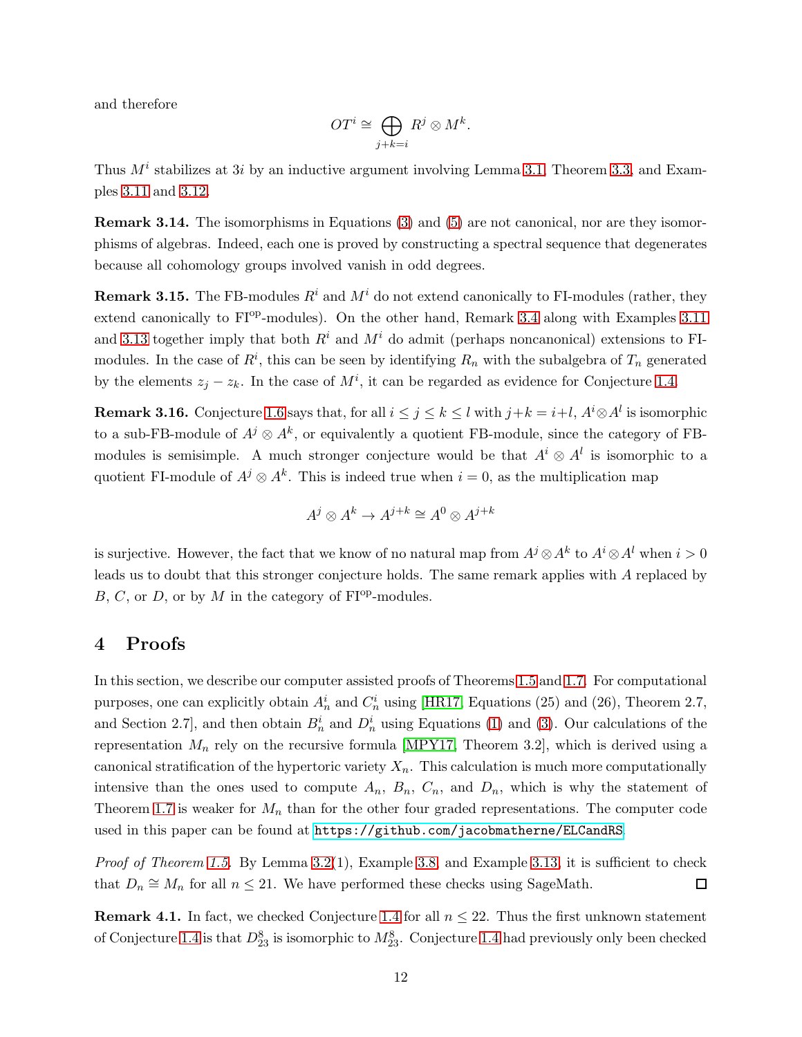and therefore

$$OT^i \cong \bigoplus_{j+k=i} R^j \otimes M^k.$$

Thus $M^i$ stabilizes at $3i$ by an inductive argument involving Lemma 3.1, Theorem 3.3, and Examples 3.11 and 3.12.

**Remark 3.14.** The isomorphisms in Equations (3) and (5) are not canonical, nor are they isomorphisms of algebras. Indeed, each one is proved by constructing a spectral sequence that degenerates because all cohomology groups involved vanish in odd degrees.

**Remark 3.15.** The FB-modules $R^i$ and $M^i$ do not extend canonically to FI-modules (rather, they extend canonically to $\mathrm{FI}^{\mathrm{op}}$-modules). On the other hand, Remark 3.4 along with Examples 3.11 and 3.13 together imply that both $R^i$ and $M^i$ do admit (perhaps noncanonical) extensions to FI-modules. In the case of $R^i$, this can be seen by identifying $R_n$ with the subalgebra of $T_n$ generated by the elements $z_j - z_k$. In the case of $M^i$, it can be regarded as evidence for Conjecture 1.4.

**Remark 3.16.** Conjecture 1.6 says that, for all $i \leq j \leq k \leq l$ with $j+k = i+l$, $A^i \otimes A^l$ is isomorphic to a sub-FB-module of $A^j \otimes A^k$, or equivalently a quotient FB-module, since the category of FB-modules is semisimple. A much stronger conjecture would be that $A^i \otimes A^l$ is isomorphic to a quotient FI-module of $A^j \otimes A^k$. This is indeed true when $i = 0$, as the multiplication map

$$A^j \otimes A^k \to A^{j+k} \cong A^0 \otimes A^{j+k}$$

is surjective. However, the fact that we know of no natural map from $A^j \otimes A^k$ to $A^i \otimes A^l$ when $i > 0$ leads us to doubt that this stronger conjecture holds. The same remark applies with $A$ replaced by $B$, $C$, or $D$, or by $M$ in the category of $\mathrm{FI}^{\mathrm{op}}$-modules.

# 4 Proofs

In this section, we describe our computer assisted proofs of Theorems 1.5 and 1.7. For computational purposes, one can explicitly obtain $A_n^i$ and $C_n^i$ using [HR17, Equations (25) and (26), Theorem 2.7, and Section 2.7], and then obtain $B_n^i$ and $D_n^i$ using Equations (1) and (3). Our calculations of the representation $M_n$ rely on the recursive formula [MPY17, Theorem 3.2], which is derived using a canonical stratification of the hypertoric variety $X_n$. This calculation is much more computationally intensive than the ones used to compute $A_n$, $B_n$, $C_n$, and $D_n$, which is why the statement of Theorem 1.7 is weaker for $M_n$ than for the other four graded representations. The computer code used in this paper can be found at https://github.com/jacobmatherne/ELCandRS.

*Proof of Theorem 1.5.* By Lemma 3.2(1), Example 3.8, and Example 3.13, it is sufficient to check that $D_n \cong M_n$ for all $n \leq 21$. We have performed these checks using SageMath. □

**Remark 4.1.** In fact, we checked Conjecture 1.4 for all $n \leq 22$. Thus the first unknown statement of Conjecture 1.4 is that $D_{23}^8$ is isomorphic to $M_{23}^8$. Conjecture 1.4 had previously only been checked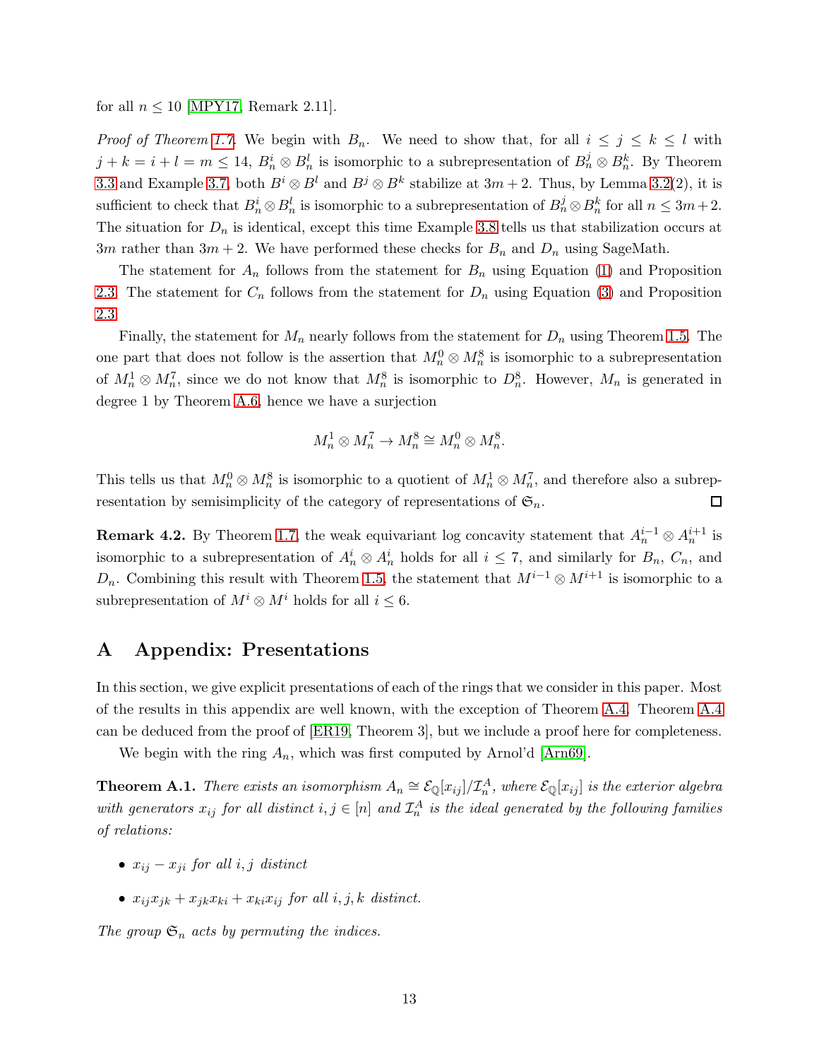for all $n \leq 10$ [MPY17, Remark 2.11].

*Proof of Theorem 1.7.* We begin with $B_n$. We need to show that, for all $i \leq j \leq k \leq l$ with $j + k = i + l = m \leq 14$, $B_n^i \otimes B_n^l$ is isomorphic to a subrepresentation of $B_n^j \otimes B_n^k$. By Theorem 3.3 and Example 3.7, both $B^i \otimes B^l$ and $B^j \otimes B^k$ stabilize at $3m + 2$. Thus, by Lemma 3.2(2), it is sufficient to check that $B_n^i \otimes B_n^l$ is isomorphic to a subrepresentation of $B_n^j \otimes B_n^k$ for all $n \leq 3m+2$. The situation for $D_n$ is identical, except this time Example 3.8 tells us that stabilization occurs at $3m$ rather than $3m + 2$. We have performed these checks for $B_n$ and $D_n$ using SageMath.

The statement for $A_n$ follows from the statement for $B_n$ using Equation (1) and Proposition 2.3. The statement for $C_n$ follows from the statement for $D_n$ using Equation (3) and Proposition 2.3.

Finally, the statement for $M_n$ nearly follows from the statement for $D_n$ using Theorem 1.5. The one part that does not follow is the assertion that $M_n^0 \otimes M_n^8$ is isomorphic to a subrepresentation of $M_n^1 \otimes M_n^7$, since we do not know that $M_n^8$ is isomorphic to $D_n^8$. However, $M_n$ is generated in degree 1 by Theorem A.6, hence we have a surjection

$$M_n^1 \otimes M_n^7 \to M_n^8 \cong M_n^0 \otimes M_n^8.$$

This tells us that $M_n^0 \otimes M_n^8$ is isomorphic to a quotient of $M_n^1 \otimes M_n^7$, and therefore also a subrepresentation by semisimplicity of the category of representations of $\mathfrak{S}_n$. □

**Remark 4.2.** By Theorem 1.7, the weak equivariant log concavity statement that $A_n^{i-1} \otimes A_n^{i+1}$ is isomorphic to a subrepresentation of $A_n^i \otimes A_n^i$ holds for all $i \leq 7$, and similarly for $B_n$, $C_n$, and $D_n$. Combining this result with Theorem 1.5, the statement that $M^{i-1} \otimes M^{i+1}$ is isomorphic to a subrepresentation of $M^i \otimes M^i$ holds for all $i \leq 6$.

# A Appendix: Presentations

In this section, we give explicit presentations of each of the rings that we consider in this paper. Most of the results in this appendix are well known, with the exception of Theorem A.4. Theorem A.4 can be deduced from the proof of [ER19, Theorem 3], but we include a proof here for completeness.

We begin with the ring $A_n$, which was first computed by Arnol'd [Arn69].

**Theorem A.1.** *There exists an isomorphism $A_n \cong \mathcal{E}_{\mathbb{Q}}[x_{ij}]/\mathcal{I}_n^A$, where $\mathcal{E}_{\mathbb{Q}}[x_{ij}]$ is the exterior algebra with generators $x_{ij}$ for all distinct $i, j \in [n]$ and $\mathcal{I}_n^A$ is the ideal generated by the following families of relations:*

- $x_{ij} - x_{ji}$ *for all $i, j$ distinct*
- $x_{ij}x_{jk} + x_{jk}x_{ki} + x_{ki}x_{ij}$ *for all $i, j, k$ distinct.*

*The group $\mathfrak{S}_n$ acts by permuting the indices.*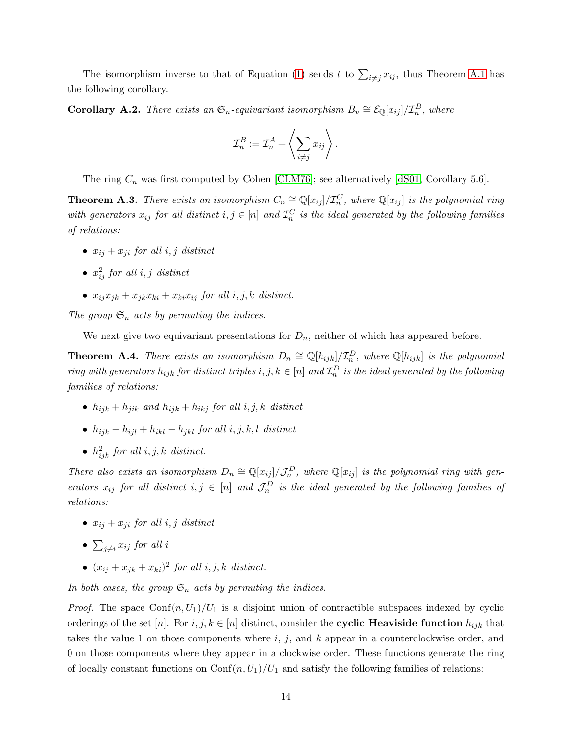The isomorphism inverse to that of Equation (1) sends $t$ to $\sum_{i \neq j} x_{ij}$, thus Theorem A.1 has the following corollary.

**Corollary A.2.** *There exists an $\mathfrak{S}_n$-equivariant isomorphism $B_n \cong \mathcal{E}_{\mathbb{Q}}[x_{ij}]/\mathcal{I}_n^B$, where*

$$\mathcal{I}_n^B := \mathcal{I}_n^A + \left\langle \sum_{i \neq j} x_{ij} \right\rangle.$$

The ring $C_n$ was first computed by Cohen [CLM76]; see alternatively [dS01, Corollary 5.6].

**Theorem A.3.** *There exists an isomorphism $C_n \cong \mathbb{Q}[x_{ij}]/\mathcal{I}_n^C$, where $\mathbb{Q}[x_{ij}]$ is the polynomial ring with generators $x_{ij}$ for all distinct $i, j \in [n]$ and $\mathcal{I}_n^C$ is the ideal generated by the following families of relations:*

- *$x_{ij} + x_{ji}$ for all $i, j$ distinct*
- *$x_{ij}^2$ for all $i, j$ distinct*
- *$x_{ij}x_{jk} + x_{jk}x_{ki} + x_{ki}x_{ij}$ for all $i, j, k$ distinct.*

*The group $\mathfrak{S}_n$ acts by permuting the indices.*

We next give two equivariant presentations for $D_n$, neither of which has appeared before.

**Theorem A.4.** *There exists an isomorphism $D_n \cong \mathbb{Q}[h_{ijk}]/\mathcal{I}_n^D$, where $\mathbb{Q}[h_{ijk}]$ is the polynomial ring with generators $h_{ijk}$ for distinct triples $i, j, k \in [n]$ and $\mathcal{I}_n^D$ is the ideal generated by the following families of relations:*

- *$h_{ijk} + h_{jik}$ and $h_{ijk} + h_{ikj}$ for all $i, j, k$ distinct*
- *$h_{ijk} - h_{ijl} + h_{ikl} - h_{jkl}$ for all $i, j, k, l$ distinct*
- *$h_{ijk}^2$ for all $i, j, k$ distinct.*

*There also exists an isomorphism $D_n \cong \mathbb{Q}[x_{ij}]/\mathcal{J}_n^D$, where $\mathbb{Q}[x_{ij}]$ is the polynomial ring with generators $x_{ij}$ for all distinct $i, j \in [n]$ and $\mathcal{J}_n^D$ is the ideal generated by the following families of relations:*

- *$x_{ij} + x_{ji}$ for all $i, j$ distinct*
- *$\sum_{j \neq i} x_{ij}$ for all $i$*
- *$(x_{ij} + x_{jk} + x_{ki})^2$ for all $i, j, k$ distinct.*

*In both cases, the group $\mathfrak{S}_n$ acts by permuting the indices.*

*Proof.* The space $\mathrm{Conf}(n, U_1)/U_1$ is a disjoint union of contractible subspaces indexed by cyclic orderings of the set $[n]$. For $i, j, k \in [n]$ distinct, consider the **cyclic Heaviside function** $h_{ijk}$ that takes the value 1 on those components where $i$, $j$, and $k$ appear in a counterclockwise order, and 0 on those components where they appear in a clockwise order. These functions generate the ring of locally constant functions on $\mathrm{Conf}(n, U_1)/U_1$ and satisfy the following families of relations: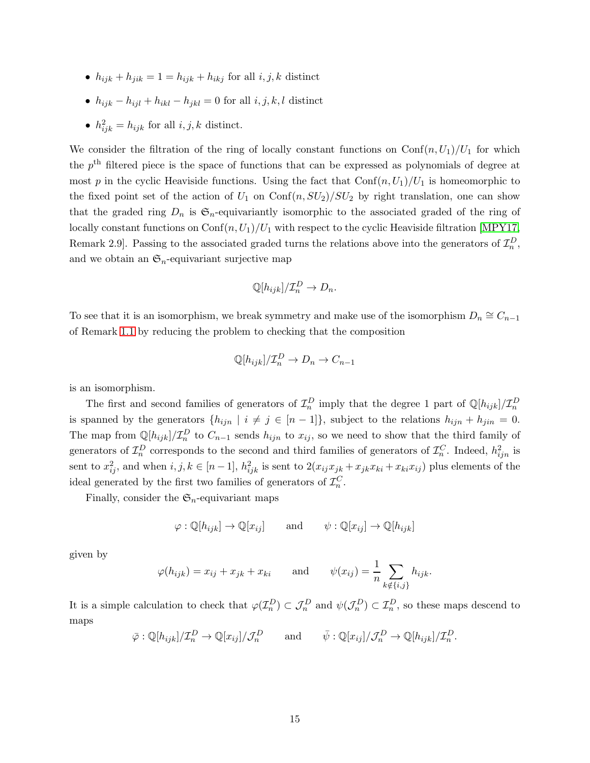- $h_{ijk} + h_{jik} = 1 = h_{ijk} + h_{ikj}$ for all $i, j, k$ distinct
- $h_{ijk} - h_{ijl} + h_{ikl} - h_{jkl} = 0$ for all $i, j, k, l$ distinct
- $h_{ijk}^2 = h_{ijk}$ for all $i, j, k$ distinct.

We consider the filtration of the ring of locally constant functions on $\mathrm{Conf}(n, U_1)/U_1$ for which the $p^{\text{th}}$ filtered piece is the space of functions that can be expressed as polynomials of degree at most $p$ in the cyclic Heaviside functions. Using the fact that $\mathrm{Conf}(n, U_1)/U_1$ is homeomorphic to the fixed point set of the action of $U_1$ on $\mathrm{Conf}(n, SU_2)/SU_2$ by right translation, one can show that the graded ring $D_n$ is $\mathfrak{S}_n$-equivariantly isomorphic to the associated graded of the ring of locally constant functions on $\mathrm{Conf}(n, U_1)/U_1$ with respect to the cyclic Heaviside filtration [MPY17, Remark 2.9]. Passing to the associated graded turns the relations above into the generators of $\mathcal{I}_n^D$, and we obtain an $\mathfrak{S}_n$-equivariant surjective map

$$\mathbb{Q}[h_{ijk}]/\mathcal{I}_n^D \to D_n.$$

To see that it is an isomorphism, we break symmetry and make use of the isomorphism $D_n \cong C_{n-1}$ of Remark 1.1 by reducing the problem to checking that the composition

$$\mathbb{Q}[h_{ijk}]/\mathcal{I}_n^D \to D_n \to C_{n-1}$$

is an isomorphism.

The first and second families of generators of $\mathcal{I}_n^D$ imply that the degree 1 part of $\mathbb{Q}[h_{ijk}]/\mathcal{I}_n^D$ is spanned by the generators $\{h_{ijn} \mid i \neq j \in [n-1]\}$, subject to the relations $h_{ijn} + h_{jin} = 0$. The map from $\mathbb{Q}[h_{ijk}]/\mathcal{I}_n^D$ to $C_{n-1}$ sends $h_{ijn}$ to $x_{ij}$, so we need to show that the third family of generators of $\mathcal{I}_n^D$ corresponds to the second and third families of generators of $\mathcal{I}_n^C$. Indeed, $h_{ijn}^2$ is sent to $x_{ij}^2$, and when $i, j, k \in [n-1]$, $h_{ijk}^2$ is sent to $2(x_{ij}x_{jk} + x_{jk}x_{ki} + x_{ki}x_{ij})$ plus elements of the ideal generated by the first two families of generators of $\mathcal{I}_n^C$.

Finally, consider the $\mathfrak{S}_n$-equivariant maps

$$\varphi : \mathbb{Q}[h_{ijk}] \to \mathbb{Q}[x_{ij}] \qquad \text{and} \qquad \psi : \mathbb{Q}[x_{ij}] \to \mathbb{Q}[h_{ijk}]$$

given by

$$\varphi(h_{ijk}) = x_{ij} + x_{jk} + x_{ki} \qquad \text{and} \qquad \psi(x_{ij}) = \frac{1}{n} \sum_{k \notin \{i,j\}} h_{ijk}.$$

It is a simple calculation to check that $\varphi(\mathcal{I}_n^D) \subset \mathcal{J}_n^D$ and $\psi(\mathcal{J}_n^D) \subset \mathcal{I}_n^D$, so these maps descend to maps

$$\bar{\varphi} : \mathbb{Q}[h_{ijk}]/\mathcal{I}_n^D \to \mathbb{Q}[x_{ij}]/\mathcal{J}_n^D \qquad \text{and} \qquad \bar{\psi} : \mathbb{Q}[x_{ij}]/\mathcal{J}_n^D \to \mathbb{Q}[h_{ijk}]/\mathcal{I}_n^D.$$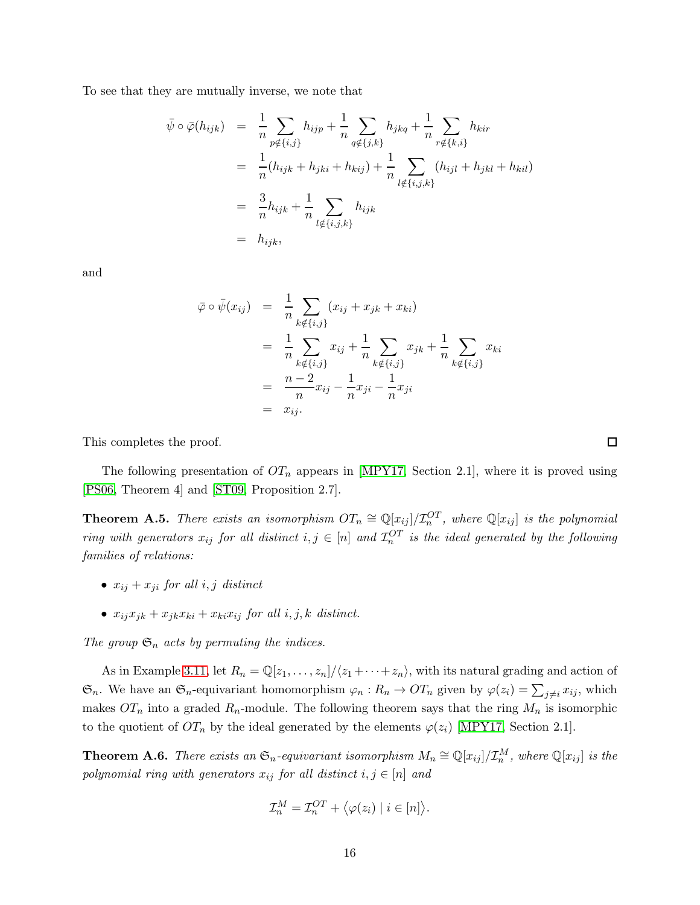To see that they are mutually inverse, we note that

$$
\begin{aligned}
\bar{\psi} \circ \bar{\varphi}(h_{ijk}) &= \frac{1}{n} \sum_{p \notin \{i,j\}} h_{ijp} + \frac{1}{n} \sum_{q \notin \{j,k\}} h_{jkq} + \frac{1}{n} \sum_{r \notin \{k,i\}} h_{kir} \\
&= \frac{1}{n}(h_{ijk} + h_{jki} + h_{kij}) + \frac{1}{n} \sum_{l \notin \{i,j,k\}} (h_{ijl} + h_{jkl} + h_{kil}) \\
&= \frac{3}{n} h_{ijk} + \frac{1}{n} \sum_{l \notin \{i,j,k\}} h_{ijk} \\
&= h_{ijk},
\end{aligned}
$$

and

$$
\begin{aligned}
\bar{\varphi} \circ \bar{\psi}(x_{ij}) &= \frac{1}{n} \sum_{k \notin \{i,j\}} (x_{ij} + x_{jk} + x_{ki}) \\
&= \frac{1}{n} \sum_{k \notin \{i,j\}} x_{ij} + \frac{1}{n} \sum_{k \notin \{i,j\}} x_{jk} + \frac{1}{n} \sum_{k \notin \{i,j\}} x_{ki} \\
&= \frac{n-2}{n} x_{ij} - \frac{1}{n} x_{ji} - \frac{1}{n} x_{ji} \\
&= x_{ij}.
\end{aligned}
$$

This completes the proof. □

The following presentation of $OT_n$ appears in [MPY17, Section 2.1], where it is proved using [PS06, Theorem 4] and [ST09, Proposition 2.7].

**Theorem A.5.** *There exists an isomorphism $OT_n \cong \mathbb{Q}[x_{ij}]/\mathcal{I}_n^{OT}$, where $\mathbb{Q}[x_{ij}]$ is the polynomial ring with generators $x_{ij}$ for all distinct $i, j \in [n]$ and $\mathcal{I}_n^{OT}$ is the ideal generated by the following families of relations:*

- *$x_{ij} + x_{ji}$ for all $i, j$ distinct*
- *$x_{ij}x_{jk} + x_{jk}x_{ki} + x_{ki}x_{ij}$ for all $i, j, k$ distinct.*

*The group $\mathfrak{S}_n$ acts by permuting the indices.*

As in Example 3.11, let $R_n = \mathbb{Q}[z_1, \ldots, z_n]/\langle z_1 + \cdots + z_n \rangle$, with its natural grading and action of $\mathfrak{S}_n$. We have an $\mathfrak{S}_n$-equivariant homomorphism $\varphi_n : R_n \to OT_n$ given by $\varphi(z_i) = \sum_{j \neq i} x_{ij}$, which makes $OT_n$ into a graded $R_n$-module. The following theorem says that the ring $M_n$ is isomorphic to the quotient of $OT_n$ by the ideal generated by the elements $\varphi(z_i)$ [MPY17, Section 2.1].

**Theorem A.6.** *There exists an $\mathfrak{S}_n$-equivariant isomorphism $M_n \cong \mathbb{Q}[x_{ij}]/\mathcal{I}_n^M$, where $\mathbb{Q}[x_{ij}]$ is the polynomial ring with generators $x_{ij}$ for all distinct $i, j \in [n]$ and*

$$\mathcal{I}_n^M = \mathcal{I}_n^{OT} + \langle \varphi(z_i) \mid i \in [n] \rangle.$$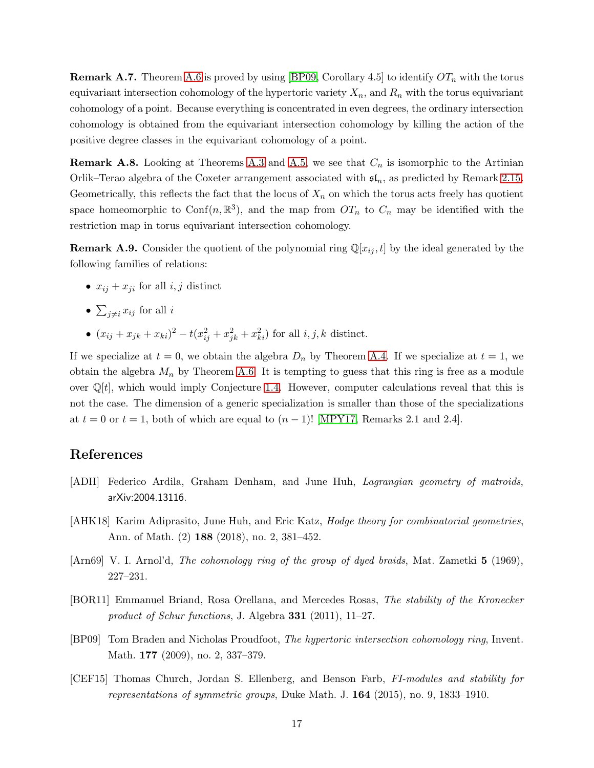**Remark A.7.** Theorem A.6 is proved by using [BP09, Corollary 4.5] to identify $OT_n$ with the torus equivariant intersection cohomology of the hypertoric variety $X_n$, and $R_n$ with the torus equivariant cohomology of a point. Because everything is concentrated in even degrees, the ordinary intersection cohomology is obtained from the equivariant intersection cohomology by killing the action of the positive degree classes in the equivariant cohomology of a point.

**Remark A.8.** Looking at Theorems A.3 and A.5, we see that $C_n$ is isomorphic to the Artinian Orlik–Terao algebra of the Coxeter arrangement associated with $\mathfrak{sl}_n$, as predicted by Remark 2.15. Geometrically, this reflects the fact that the locus of $X_n$ on which the torus acts freely has quotient space homeomorphic to $\mathrm{Conf}(n, \mathbb{R}^3)$, and the map from $OT_n$ to $C_n$ may be identified with the restriction map in torus equivariant intersection cohomology.

**Remark A.9.** Consider the quotient of the polynomial ring $\mathbb{Q}[x_{ij}, t]$ by the ideal generated by the following families of relations:

- $x_{ij} + x_{ji}$ for all $i, j$ distinct
- $\sum_{j \neq i} x_{ij}$ for all $i$
- $(x_{ij} + x_{jk} + x_{ki})^2 - t(x_{ij}^2 + x_{jk}^2 + x_{ki}^2)$ for all $i, j, k$ distinct.

If we specialize at $t = 0$, we obtain the algebra $D_n$ by Theorem A.4. If we specialize at $t = 1$, we obtain the algebra $M_n$ by Theorem A.6. It is tempting to guess that this ring is free as a module over $\mathbb{Q}[t]$, which would imply Conjecture 1.4. However, computer calculations reveal that this is not the case. The dimension of a generic specialization is smaller than those of the specializations at $t = 0$ or $t = 1$, both of which are equal to $(n-1)!$ [MPY17, Remarks 2.1 and 2.4].

## References

[ADH] Federico Ardila, Graham Denham, and June Huh, *Lagrangian geometry of matroids*, arXiv:2004.13116.

[AHK18] Karim Adiprasito, June Huh, and Eric Katz, *Hodge theory for combinatorial geometries*, Ann. of Math. (2) **188** (2018), no. 2, 381–452.

[Arn69] V. I. Arnol'd, *The cohomology ring of the group of dyed braids*, Mat. Zametki **5** (1969), 227–231.

[BOR11] Emmanuel Briand, Rosa Orellana, and Mercedes Rosas, *The stability of the Kronecker product of Schur functions*, J. Algebra **331** (2011), 11–27.

[BP09] Tom Braden and Nicholas Proudfoot, *The hypertoric intersection cohomology ring*, Invent. Math. **177** (2009), no. 2, 337–379.

[CEF15] Thomas Church, Jordan S. Ellenberg, and Benson Farb, *FI-modules and stability for representations of symmetric groups*, Duke Math. J. **164** (2015), no. 9, 1833–1910.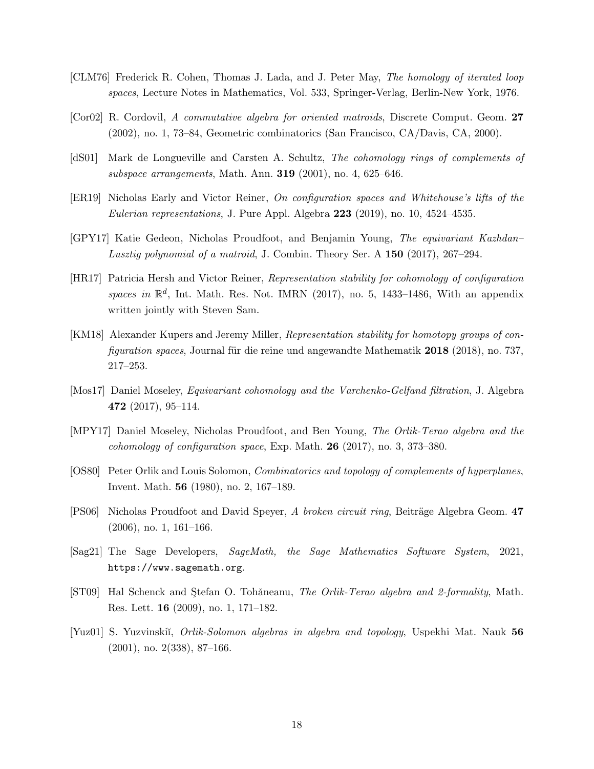[CLM76] Frederick R. Cohen, Thomas J. Lada, and J. Peter May, *The homology of iterated loop spaces*, Lecture Notes in Mathematics, Vol. 533, Springer-Verlag, Berlin-New York, 1976.

[Cor02] R. Cordovil, *A commutative algebra for oriented matroids*, Discrete Comput. Geom. **27** (2002), no. 1, 73–84, Geometric combinatorics (San Francisco, CA/Davis, CA, 2000).

[dS01] Mark de Longueville and Carsten A. Schultz, *The cohomology rings of complements of subspace arrangements*, Math. Ann. **319** (2001), no. 4, 625–646.

[ER19] Nicholas Early and Victor Reiner, *On configuration spaces and Whitehouse's lifts of the Eulerian representations*, J. Pure Appl. Algebra **223** (2019), no. 10, 4524–4535.

[GPY17] Katie Gedeon, Nicholas Proudfoot, and Benjamin Young, *The equivariant Kazhdan–Lusztig polynomial of a matroid*, J. Combin. Theory Ser. A **150** (2017), 267–294.

[HR17] Patricia Hersh and Victor Reiner, *Representation stability for cohomology of configuration spaces in* $\mathbb{R}^d$, Int. Math. Res. Not. IMRN (2017), no. 5, 1433–1486, With an appendix written jointly with Steven Sam.

[KM18] Alexander Kupers and Jeremy Miller, *Representation stability for homotopy groups of configuration spaces*, Journal für die reine und angewandte Mathematik **2018** (2018), no. 737, 217–253.

[Mos17] Daniel Moseley, *Equivariant cohomology and the Varchenko-Gelfand filtration*, J. Algebra **472** (2017), 95–114.

[MPY17] Daniel Moseley, Nicholas Proudfoot, and Ben Young, *The Orlik-Terao algebra and the cohomology of configuration space*, Exp. Math. **26** (2017), no. 3, 373–380.

[OS80] Peter Orlik and Louis Solomon, *Combinatorics and topology of complements of hyperplanes*, Invent. Math. **56** (1980), no. 2, 167–189.

[PS06] Nicholas Proudfoot and David Speyer, *A broken circuit ring*, Beiträge Algebra Geom. **47** (2006), no. 1, 161–166.

[Sag21] The Sage Developers, *SageMath, the Sage Mathematics Software System*, 2021, `https://www.sagemath.org`.

[ST09] Hal Schenck and Ştefan O. Tohăneanu, *The Orlik-Terao algebra and 2-formality*, Math. Res. Lett. **16** (2009), no. 1, 171–182.

[Yuz01] S. Yuzvinskiĭ, *Orlik-Solomon algebras in algebra and topology*, Uspekhi Mat. Nauk **56** (2001), no. 2(338), 87–166.